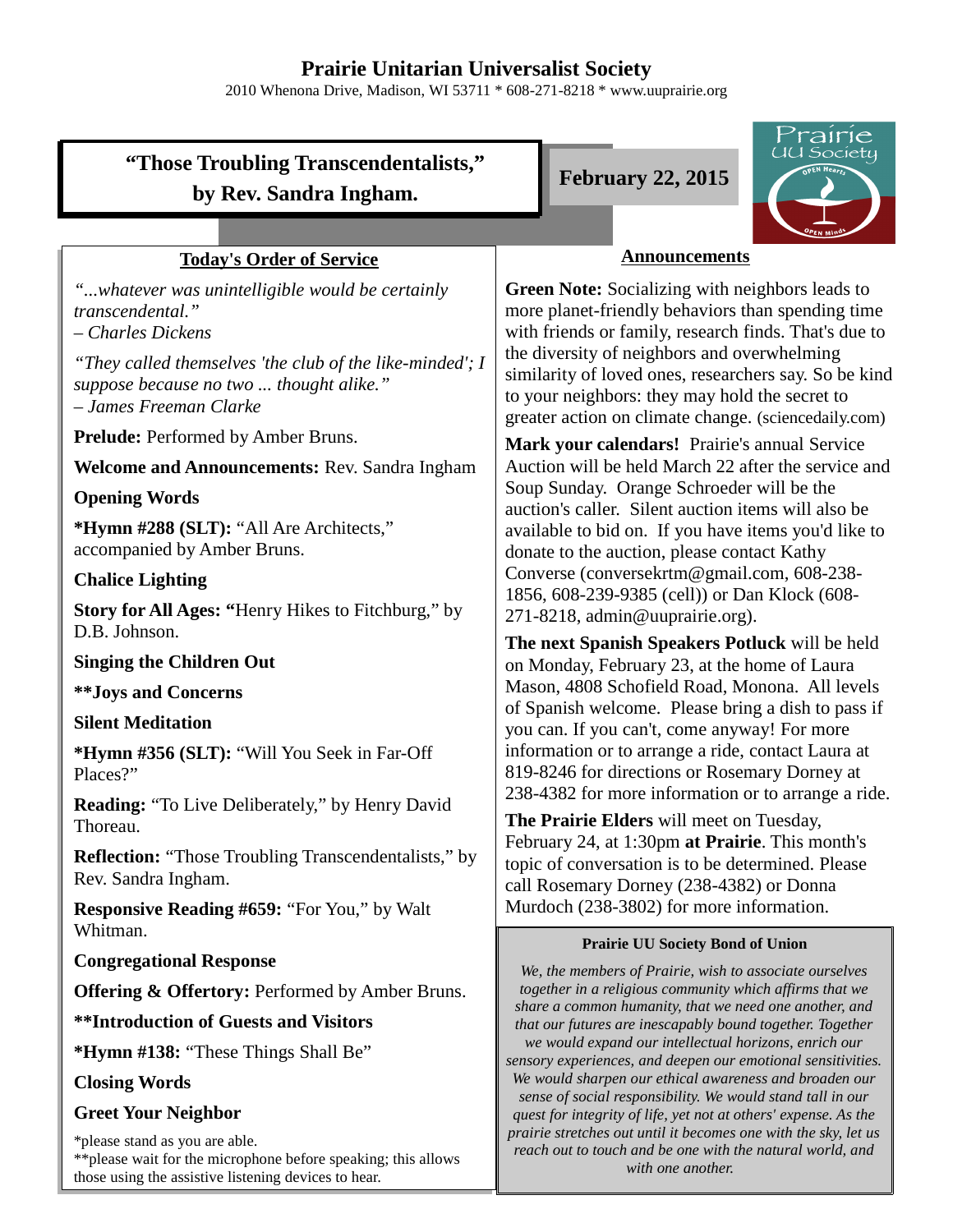# Prairie Unitarian Universalist Society

2010 Whenona Drive, Madison, WI 53711 * 608-271-8218 * www.uuprairie.org

## "Those Troubling Transcendentalists," by Rev. Sandra Ingham.

**February 22, 2015**

### Today's Order of Service

*"...whatever was unintelligible would be certainly transcendental."*
*– Charles Dickens*

*"They called themselves 'the club of the like-minded'; I suppose because no two ... thought alike."*
*– James Freeman Clarke*

**Prelude:** Performed by Amber Bruns.

**Welcome and Announcements:** Rev. Sandra Ingham

**Opening Words**

***Hymn #288 (SLT):** "All Are Architects," accompanied by Amber Bruns.

**Chalice Lighting**

**Story for All Ages: "**Henry Hikes to Fitchburg," by D.B. Johnson.

**Singing the Children Out**

****Joys and Concerns**

**Silent Meditation**

***Hymn #356 (SLT):** "Will You Seek in Far-Off Places?"

**Reading:** "To Live Deliberately," by Henry David Thoreau.

**Reflection:** "Those Troubling Transcendentalists," by Rev. Sandra Ingham.

**Responsive Reading #659:** "For You," by Walt Whitman.

**Congregational Response**

**Offering & Offertory:** Performed by Amber Bruns.

****Introduction of Guests and Visitors**

***Hymn #138:** "These Things Shall Be"

**Closing Words**

**Greet Your Neighbor**

*please stand as you are able.
**please wait for the microphone before speaking; this allows those using the assistive listening devices to hear.

### Announcements

**Green Note:** Socializing with neighbors leads to more planet-friendly behaviors than spending time with friends or family, research finds. That's due to the diversity of neighbors and overwhelming similarity of loved ones, researchers say. So be kind to your neighbors: they may hold the secret to greater action on climate change. (sciencedaily.com)

**Mark your calendars!** Prairie's annual Service Auction will be held March 22 after the service and Soup Sunday. Orange Schroeder will be the auction's caller. Silent auction items will also be available to bid on. If you have items you'd like to donate to the auction, please contact Kathy Converse (conversekrtm@gmail.com, 608-238-1856, 608-239-9385 (cell)) or Dan Klock (608-271-8218, admin@uuprairie.org).

**The next Spanish Speakers Potluck** will be held on Monday, February 23, at the home of Laura Mason, 4808 Schofield Road, Monona. All levels of Spanish welcome. Please bring a dish to pass if you can. If you can't, come anyway! For more information or to arrange a ride, contact Laura at 819-8246 for directions or Rosemary Dorney at 238-4382 for more information or to arrange a ride.

**The Prairie Elders** will meet on Tuesday, February 24, at 1:30pm **at Prairie**. This month's topic of conversation is to be determined. Please call Rosemary Dorney (238-4382) or Donna Murdoch (238-3802) for more information.

**Prairie UU Society Bond of Union**

*We, the members of Prairie, wish to associate ourselves together in a religious community which affirms that we share a common humanity, that we need one another, and that our futures are inescapably bound together. Together we would expand our intellectual horizons, enrich our sensory experiences, and deepen our emotional sensitivities. We would sharpen our ethical awareness and broaden our sense of social responsibility. We would stand tall in our quest for integrity of life, yet not at others' expense. As the prairie stretches out until it becomes one with the sky, let us reach out to touch and be one with the natural world, and with one another.*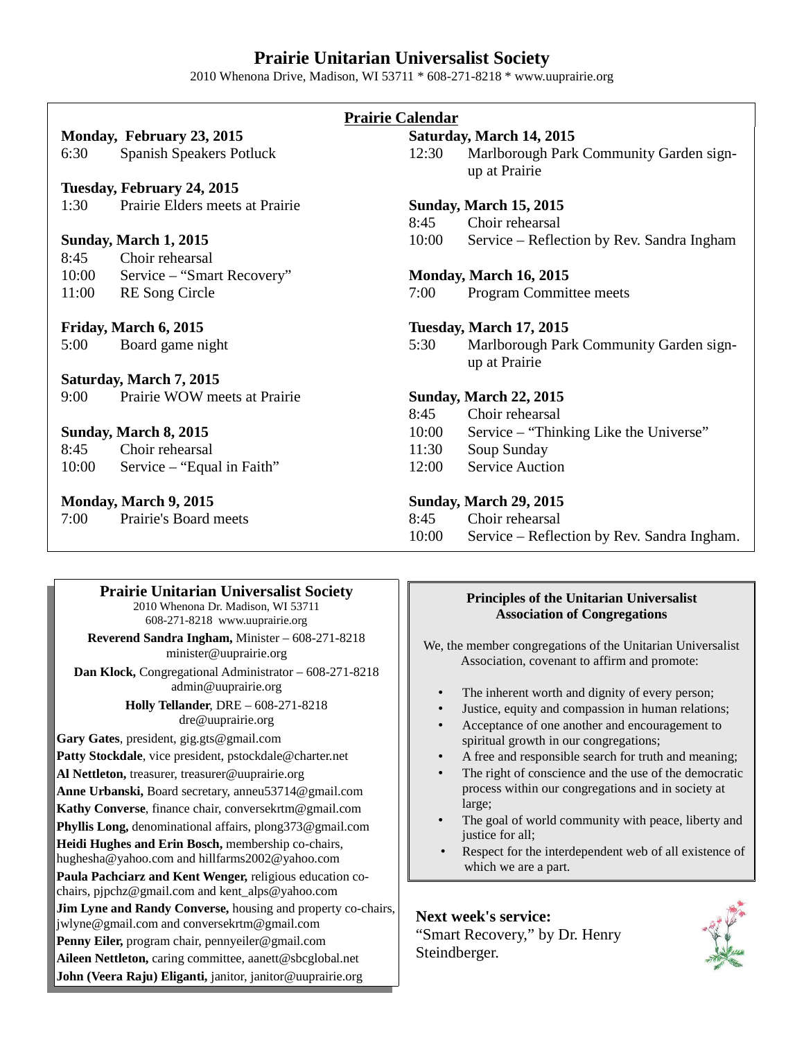# Prairie Unitarian Universalist Society

2010 Whenona Drive, Madison, WI 53711 * 608-271-8218 * www.uuprairie.org

## Prairie Calendar

**Monday, February 23, 2015**
6:30 Spanish Speakers Potluck

**Tuesday, February 24, 2015**
1:30 Prairie Elders meets at Prairie

**Sunday, March 1, 2015**
8:45 Choir rehearsal
10:00 Service – "Smart Recovery"
11:00 RE Song Circle

**Friday, March 6, 2015**
5:00 Board game night

**Saturday, March 7, 2015**
9:00 Prairie WOW meets at Prairie

**Sunday, March 8, 2015**
8:45 Choir rehearsal
10:00 Service – "Equal in Faith"

**Monday, March 9, 2015**
7:00 Prairie's Board meets

**Saturday, March 14, 2015**
12:30 Marlborough Park Community Garden sign-up at Prairie

**Sunday, March 15, 2015**
8:45 Choir rehearsal
10:00 Service – Reflection by Rev. Sandra Ingham

**Monday, March 16, 2015**
7:00 Program Committee meets

**Tuesday, March 17, 2015**
5:30 Marlborough Park Community Garden sign-up at Prairie

**Sunday, March 22, 2015**
8:45 Choir rehearsal
10:00 Service – "Thinking Like the Universe"
11:30 Soup Sunday
12:00 Service Auction

**Sunday, March 29, 2015**
8:45 Choir rehearsal
10:00 Service – Reflection by Rev. Sandra Ingham.

---

### Prairie Unitarian Universalist Society

2010 Whenona Dr. Madison, WI 53711
608-271-8218 www.uuprairie.org

**Reverend Sandra Ingham,** Minister – 608-271-8218
minister@uuprairie.org

**Dan Klock,** Congregational Administrator – 608-271-8218
admin@uuprairie.org

**Holly Tellander**, DRE – 608-271-8218
dre@uuprairie.org

**Gary Gates**, president, gig.gts@gmail.com
**Patty Stockdale**, vice president, pstockdale@charter.net
**Al Nettleton,** treasurer, treasurer@uuprairie.org
**Anne Urbanski,** Board secretary, anneu53714@gmail.com
**Kathy Converse**, finance chair, conversekrtm@gmail.com
**Phyllis Long,** denominational affairs, plong373@gmail.com
**Heidi Hughes and Erin Bosch,** membership co-chairs, hughesha@yahoo.com and hillfarms2002@yahoo.com
**Paula Pachciarz and Kent Wenger,** religious education co-chairs, pjpchz@gmail.com and kent_alps@yahoo.com
**Jim Lyne and Randy Converse,** housing and property co-chairs, jwlyne@gmail.com and conversekrtm@gmail.com
**Penny Eiler,** program chair, pennyeiler@gmail.com
**Aileen Nettleton,** caring committee, aanett@sbcglobal.net
**John (Veera Raju) Eliganti,** janitor, janitor@uuprairie.org

---

### Principles of the Unitarian Universalist Association of Congregations

We, the member congregations of the Unitarian Universalist Association, covenant to affirm and promote:

- The inherent worth and dignity of every person;
- Justice, equity and compassion in human relations;
- Acceptance of one another and encouragement to spiritual growth in our congregations;
- A free and responsible search for truth and meaning;
- The right of conscience and the use of the democratic process within our congregations and in society at large;
- The goal of world community with peace, liberty and justice for all;
- Respect for the interdependent web of all existence of which we are a part.

---

**Next week's service:**
"Smart Recovery," by Dr. Henry Steindberger.